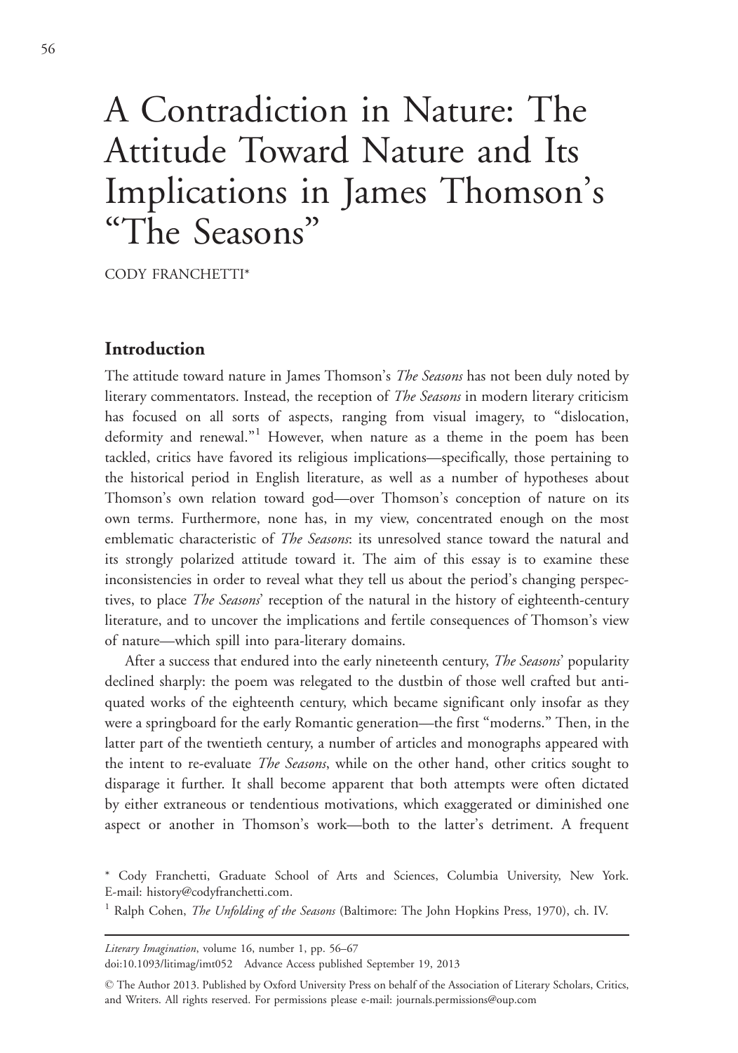# A Contradiction in Nature: The Attitude Toward Nature and Its Implications in James Thomson's "The Seasons"

CODY FRANCHETTI*

## Introduction

The attitude toward nature in James Thomson's *The Seasons* has not been duly noted by literary commentators. Instead, the reception of *The Seasons* in modern literary criticism has focused on all sorts of aspects, ranging from visual imagery, to "dislocation, deformity and renewal."[1] However, when nature as a theme in the poem has been tackled, critics have favored its religious implications—specifically, those pertaining to the historical period in English literature, as well as a number of hypotheses about Thomson's own relation toward god—over Thomson's conception of nature on its own terms. Furthermore, none has, in my view, concentrated enough on the most emblematic characteristic of *The Seasons*: its unresolved stance toward the natural and its strongly polarized attitude toward it. The aim of this essay is to examine these inconsistencies in order to reveal what they tell us about the period's changing perspectives, to place *The Seasons*' reception of the natural in the history of eighteenth-century literature, and to uncover the implications and fertile consequences of Thomson's view of nature—which spill into para-literary domains.

After a success that endured into the early nineteenth century, *The Seasons*' popularity declined sharply: the poem was relegated to the dustbin of those well crafted but antiquated works of the eighteenth century, which became significant only insofar as they were a springboard for the early Romantic generation—the first "moderns." Then, in the latter part of the twentieth century, a number of articles and monographs appeared with the intent to re-evaluate *The Seasons*, while on the other hand, other critics sought to disparage it further. It shall become apparent that both attempts were often dictated by either extraneous or tendentious motivations, which exaggerated or diminished one aspect or another in Thomson's work—both to the latter's detriment. A frequent

\* Cody Franchetti, Graduate School of Arts and Sciences, Columbia University, New York. E-mail: history@codyfranchetti.com.

[1] Ralph Cohen, *The Unfolding of the Seasons* (Baltimore: The John Hopkins Press, 1970), ch. IV.

*Literary Imagination*, volume 16, number 1, pp. 56–67
doi:10.1093/litimag/imt052 Advance Access published September 19, 2013

© The Author 2013. Published by Oxford University Press on behalf of the Association of Literary Scholars, Critics, and Writers. All rights reserved. For permissions please e-mail: journals.permissions@oup.com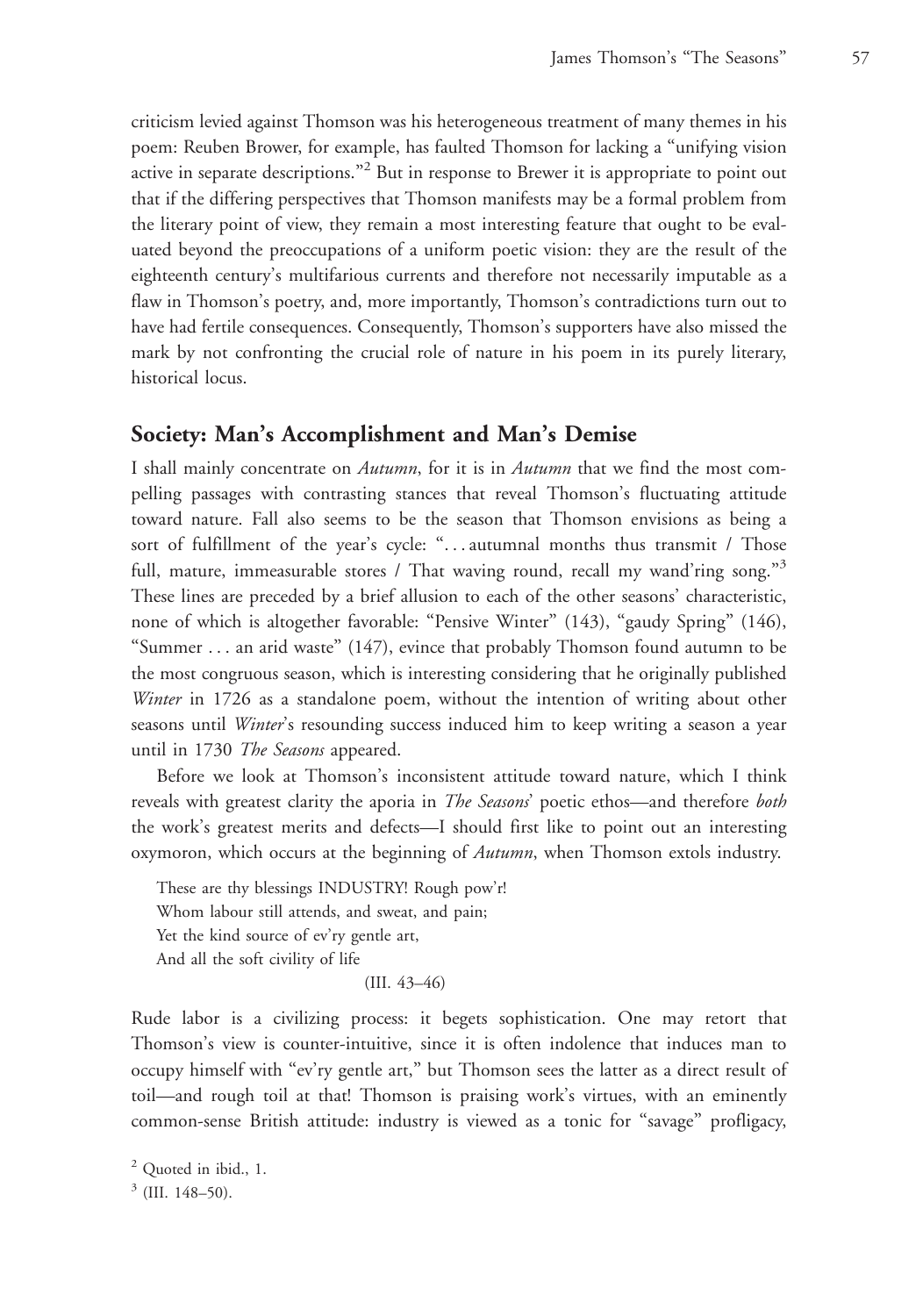criticism levied against Thomson was his heterogeneous treatment of many themes in his poem: Reuben Brower, for example, has faulted Thomson for lacking a "unifying vision active in separate descriptions."[2] But in response to Brewer it is appropriate to point out that if the differing perspectives that Thomson manifests may be a formal problem from the literary point of view, they remain a most interesting feature that ought to be evaluated beyond the preoccupations of a uniform poetic vision: they are the result of the eighteenth century's multifarious currents and therefore not necessarily imputable as a flaw in Thomson's poetry, and, more importantly, Thomson's contradictions turn out to have had fertile consequences. Consequently, Thomson's supporters have also missed the mark by not confronting the crucial role of nature in his poem in its purely literary, historical locus.

## Society: Man's Accomplishment and Man's Demise

I shall mainly concentrate on *Autumn*, for it is in *Autumn* that we find the most compelling passages with contrasting stances that reveal Thomson's fluctuating attitude toward nature. Fall also seems to be the season that Thomson envisions as being a sort of fulfillment of the year's cycle: ". . . autumnal months thus transmit / Those full, mature, immeasurable stores / That waving round, recall my wand'ring song."[3] These lines are preceded by a brief allusion to each of the other seasons' characteristic, none of which is altogether favorable: "Pensive Winter" (143), "gaudy Spring" (146), "Summer . . . an arid waste" (147), evince that probably Thomson found autumn to be the most congruous season, which is interesting considering that he originally published *Winter* in 1726 as a standalone poem, without the intention of writing about other seasons until *Winter*'s resounding success induced him to keep writing a season a year until in 1730 *The Seasons* appeared.

Before we look at Thomson's inconsistent attitude toward nature, which I think reveals with greatest clarity the aporia in *The Seasons*' poetic ethos—and therefore *both* the work's greatest merits and defects—I should first like to point out an interesting oxymoron, which occurs at the beginning of *Autumn*, when Thomson extols industry.

> These are thy blessings INDUSTRY! Rough pow'r!
> Whom labour still attends, and sweat, and pain;
> Yet the kind source of ev'ry gentle art,
> And all the soft civility of life
>
> (III. 43–46)

Rude labor is a civilizing process: it begets sophistication. One may retort that Thomson's view is counter-intuitive, since it is often indolence that induces man to occupy himself with "ev'ry gentle art," but Thomson sees the latter as a direct result of toil—and rough toil at that! Thomson is praising work's virtues, with an eminently common-sense British attitude: industry is viewed as a tonic for "savage" profligacy,

[2] Quoted in ibid., 1.

[3] (III. 148–50).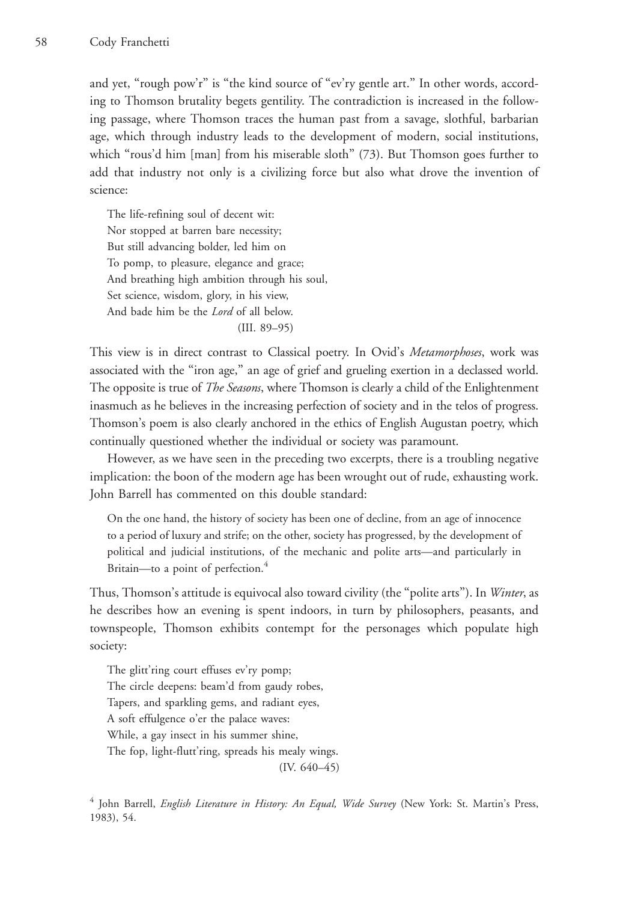and yet, "rough pow'r" is "the kind source of "ev'ry gentle art." In other words, according to Thomson brutality begets gentility. The contradiction is increased in the following passage, where Thomson traces the human past from a savage, slothful, barbarian age, which through industry leads to the development of modern, social institutions, which "rous'd him [man] from his miserable sloth" (73). But Thomson goes further to add that industry not only is a civilizing force but also what drove the invention of science:

> The life-refining soul of decent wit:
> Nor stopped at barren bare necessity;
> But still advancing bolder, led him on
> To pomp, to pleasure, elegance and grace;
> And breathing high ambition through his soul,
> Set science, wisdom, glory, in his view,
> And bade him be the *Lord* of all below.
> (III. 89–95)

This view is in direct contrast to Classical poetry. In Ovid's *Metamorphoses*, work was associated with the "iron age," an age of grief and grueling exertion in a declassed world. The opposite is true of *The Seasons*, where Thomson is clearly a child of the Enlightenment inasmuch as he believes in the increasing perfection of society and in the telos of progress. Thomson's poem is also clearly anchored in the ethics of English Augustan poetry, which continually questioned whether the individual or society was paramount.

However, as we have seen in the preceding two excerpts, there is a troubling negative implication: the boon of the modern age has been wrought out of rude, exhausting work. John Barrell has commented on this double standard:

> On the one hand, the history of society has been one of decline, from an age of innocence to a period of luxury and strife; on the other, society has progressed, by the development of political and judicial institutions, of the mechanic and polite arts—and particularly in Britain—to a point of perfection.[4]

Thus, Thomson's attitude is equivocal also toward civility (the "polite arts"). In *Winter*, as he describes how an evening is spent indoors, in turn by philosophers, peasants, and townspeople, Thomson exhibits contempt for the personages which populate high society:

> The glitt'ring court effuses ev'ry pomp;
> The circle deepens: beam'd from gaudy robes,
> Tapers, and sparkling gems, and radiant eyes,
> A soft effulgence o'er the palace waves:
> While, a gay insect in his summer shine,
> The fop, light-flutt'ring, spreads his mealy wings.
> (IV. 640–45)

[4] John Barrell, *English Literature in History: An Equal, Wide Survey* (New York: St. Martin's Press, 1983), 54.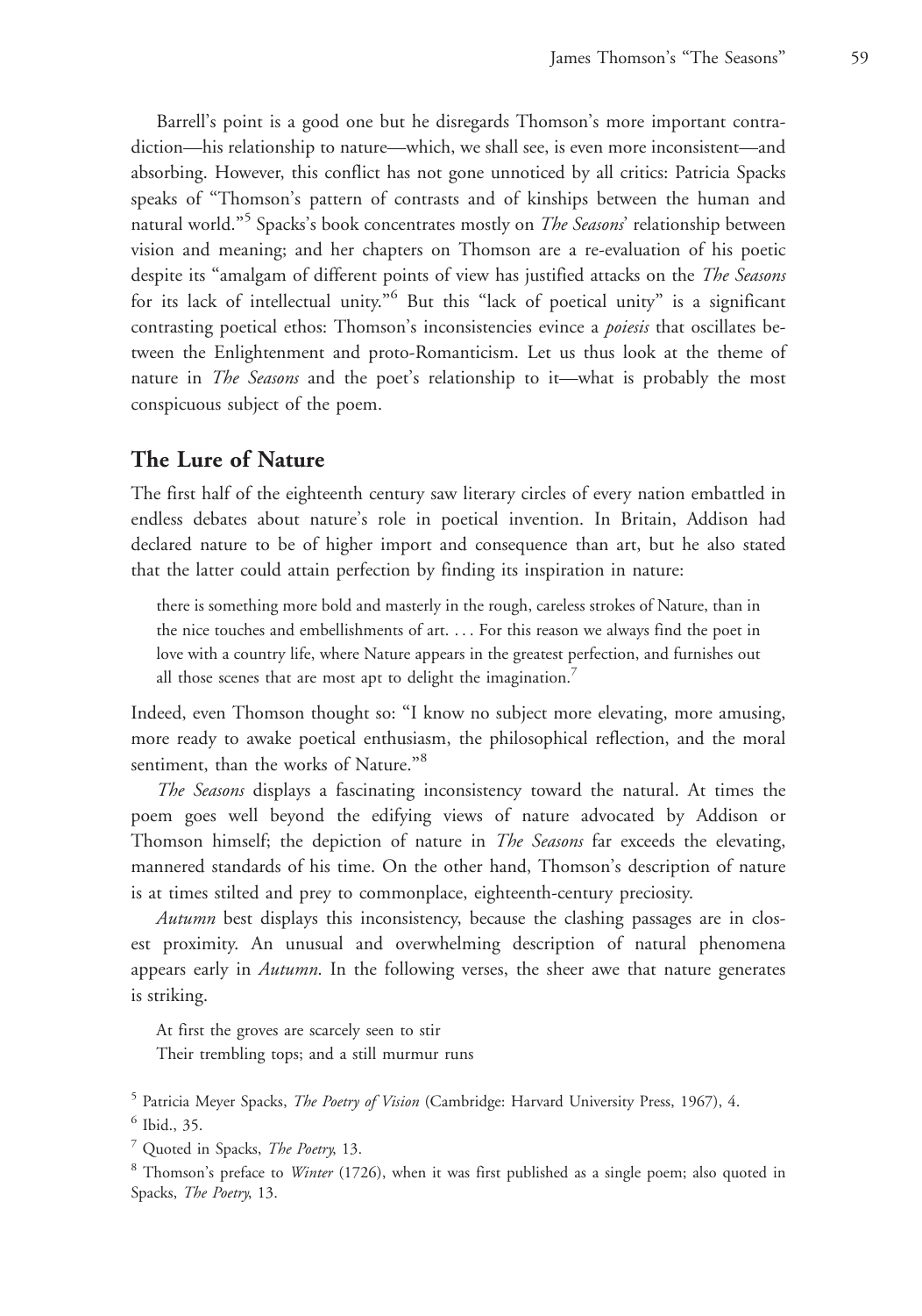Barrell's point is a good one but he disregards Thomson's more important contradiction—his relationship to nature—which, we shall see, is even more inconsistent—and absorbing. However, this conflict has not gone unnoticed by all critics: Patricia Spacks speaks of "Thomson's pattern of contrasts and of kinships between the human and natural world."[5] Spacks's book concentrates mostly on *The Seasons*' relationship between vision and meaning; and her chapters on Thomson are a re-evaluation of his poetic despite its "amalgam of different points of view has justified attacks on the *The Seasons* for its lack of intellectual unity."[6] But this "lack of poetical unity" is a significant contrasting poetical ethos: Thomson's inconsistencies evince a *poiesis* that oscillates between the Enlightenment and proto-Romanticism. Let us thus look at the theme of nature in *The Seasons* and the poet's relationship to it—what is probably the most conspicuous subject of the poem.

## The Lure of Nature

The first half of the eighteenth century saw literary circles of every nation embattled in endless debates about nature's role in poetical invention. In Britain, Addison had declared nature to be of higher import and consequence than art, but he also stated that the latter could attain perfection by finding its inspiration in nature:

> there is something more bold and masterly in the rough, careless strokes of Nature, than in the nice touches and embellishments of art. . . . For this reason we always find the poet in love with a country life, where Nature appears in the greatest perfection, and furnishes out all those scenes that are most apt to delight the imagination.[7]

Indeed, even Thomson thought so: "I know no subject more elevating, more amusing, more ready to awake poetical enthusiasm, the philosophical reflection, and the moral sentiment, than the works of Nature."[8]

*The Seasons* displays a fascinating inconsistency toward the natural. At times the poem goes well beyond the edifying views of nature advocated by Addison or Thomson himself; the depiction of nature in *The Seasons* far exceeds the elevating, mannered standards of his time. On the other hand, Thomson's description of nature is at times stilted and prey to commonplace, eighteenth-century preciosity.

*Autumn* best displays this inconsistency, because the clashing passages are in closest proximity. An unusual and overwhelming description of natural phenomena appears early in *Autumn*. In the following verses, the sheer awe that nature generates is striking.

> At first the groves are scarcely seen to stir
> Their trembling tops; and a still murmur runs

[5] Patricia Meyer Spacks, *The Poetry of Vision* (Cambridge: Harvard University Press, 1967), 4.

[6] Ibid., 35.

[7] Quoted in Spacks, *The Poetry*, 13.

[8] Thomson's preface to *Winter* (1726), when it was first published as a single poem; also quoted in Spacks, *The Poetry*, 13.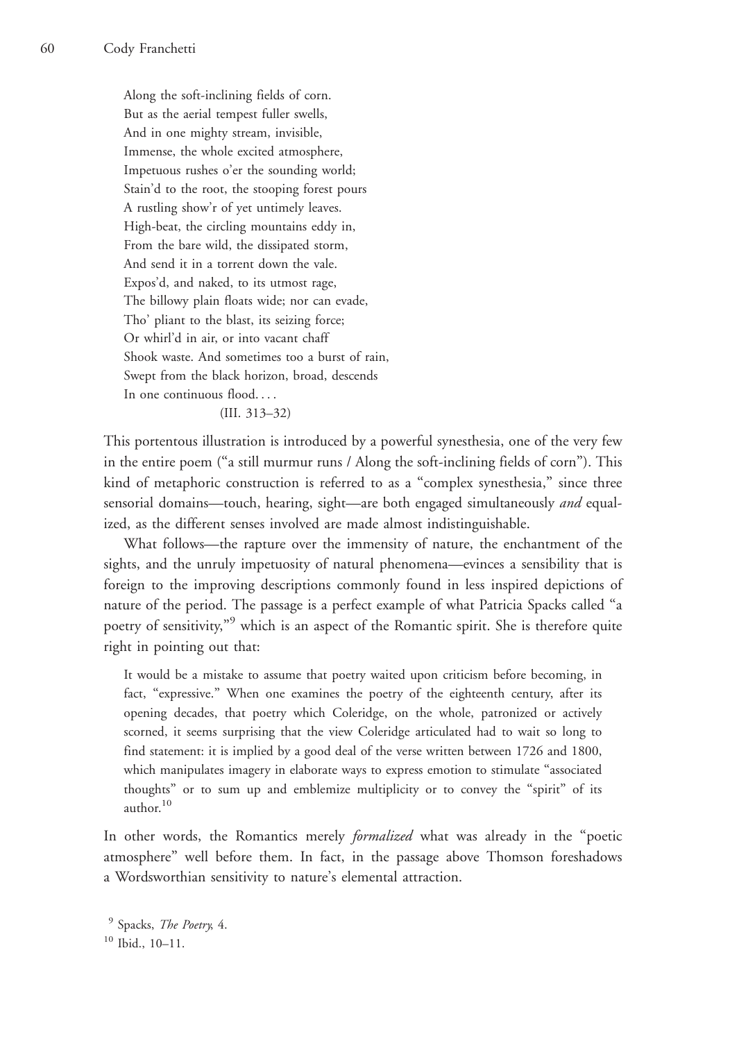Along the soft-inclining fields of corn.  
But as the aerial tempest fuller swells,  
And in one mighty stream, invisible,  
Immense, the whole excited atmosphere,  
Impetuous rushes o'er the sounding world;  
Stain'd to the root, the stooping forest pours  
A rustling show'r of yet untimely leaves.  
High-beat, the circling mountains eddy in,  
From the bare wild, the dissipated storm,  
And send it in a torrent down the vale.  
Expos'd, and naked, to its utmost rage,  
The billowy plain floats wide; nor can evade,  
Tho' pliant to the blast, its seizing force;  
Or whirl'd in air, or into vacant chaff  
Shook waste. And sometimes too a burst of rain,  
Swept from the black horizon, broad, descends  
In one continuous flood. . . .  
(III. 313–32)

This portentous illustration is introduced by a powerful synesthesia, one of the very few in the entire poem ("a still murmur runs / Along the soft-inclining fields of corn"). This kind of metaphoric construction is referred to as a "complex synesthesia," since three sensorial domains—touch, hearing, sight—are both engaged simultaneously *and* equalized, as the different senses involved are made almost indistinguishable.

What follows—the rapture over the immensity of nature, the enchantment of the sights, and the unruly impetuosity of natural phenomena—evinces a sensibility that is foreign to the improving descriptions commonly found in less inspired depictions of nature of the period. The passage is a perfect example of what Patricia Spacks called "a poetry of sensitivity,"[9] which is an aspect of the Romantic spirit. She is therefore quite right in pointing out that:

> It would be a mistake to assume that poetry waited upon criticism before becoming, in fact, "expressive." When one examines the poetry of the eighteenth century, after its opening decades, that poetry which Coleridge, on the whole, patronized or actively scorned, it seems surprising that the view Coleridge articulated had to wait so long to find statement: it is implied by a good deal of the verse written between 1726 and 1800, which manipulates imagery in elaborate ways to express emotion to stimulate "associated thoughts" or to sum up and emblemize multiplicity or to convey the "spirit" of its author.[10]

In other words, the Romantics merely *formalized* what was already in the "poetic atmosphere" well before them. In fact, in the passage above Thomson foreshadows a Wordsworthian sensitivity to nature's elemental attraction.

[9] Spacks, *The Poetry*, 4.

[10] Ibid., 10–11.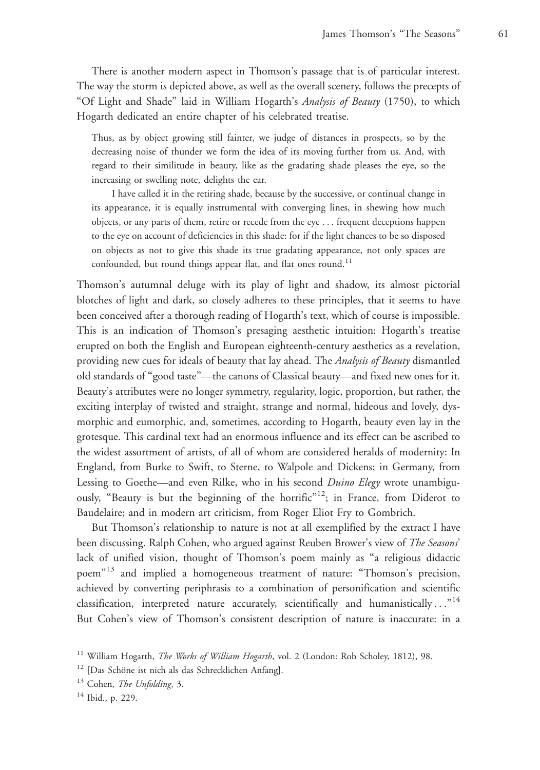There is another modern aspect in Thomson's passage that is of particular interest. The way the storm is depicted above, as well as the overall scenery, follows the precepts of "Of Light and Shade" laid in William Hogarth's *Analysis of Beauty* (1750), to which Hogarth dedicated an entire chapter of his celebrated treatise.

> Thus, as by object growing still fainter, we judge of distances in prospects, so by the decreasing noise of thunder we form the idea of its moving further from us. And, with regard to their similitude in beauty, like as the gradating shade pleases the eye, so the increasing or swelling note, delights the ear.
>
> I have called it in the retiring shade, because by the successive, or continual change in its appearance, it is equally instrumental with converging lines, in shewing how much objects, or any parts of them, retire or recede from the eye . . . frequent deceptions happen to the eye on account of deficiencies in this shade: for if the light chances to be so disposed on objects as not to give this shade its true gradating appearance, not only spaces are confounded, but round things appear flat, and flat ones round.[11]

Thomson's autumnal deluge with its play of light and shadow, its almost pictorial blotches of light and dark, so closely adheres to these principles, that it seems to have been conceived after a thorough reading of Hogarth's text, which of course is impossible. This is an indication of Thomson's presaging aesthetic intuition: Hogarth's treatise erupted on both the English and European eighteenth-century aesthetics as a revelation, providing new cues for ideals of beauty that lay ahead. The *Analysis of Beauty* dismantled old standards of "good taste"—the canons of Classical beauty—and fixed new ones for it. Beauty's attributes were no longer symmetry, regularity, logic, proportion, but rather, the exciting interplay of twisted and straight, strange and normal, hideous and lovely, dysmorphic and eumorphic, and, sometimes, according to Hogarth, beauty even lay in the grotesque. This cardinal text had an enormous influence and its effect can be ascribed to the widest assortment of artists, of all of whom are considered heralds of modernity: In England, from Burke to Swift, to Sterne, to Walpole and Dickens; in Germany, from Lessing to Goethe—and even Rilke, who in his second *Duino Elegy* wrote unambiguously, "Beauty is but the beginning of the horrific"[12]; in France, from Diderot to Baudelaire; and in modern art criticism, from Roger Eliot Fry to Gombrich.

But Thomson's relationship to nature is not at all exemplified by the extract I have been discussing. Ralph Cohen, who argued against Reuben Brower's view of *The Seasons*' lack of unified vision, thought of Thomson's poem mainly as "a religious didactic poem"[13] and implied a homogeneous treatment of nature: "Thomson's precision, achieved by converting periphrasis to a combination of personification and scientific classification, interpreted nature accurately, scientifically and humanistically . . ."[14] But Cohen's view of Thomson's consistent description of nature is inaccurate: in a

[11] William Hogarth, *The Works of William Hogarth*, vol. 2 (London: Rob Scholey, 1812), 98.

[12] [Das Schöne ist nich als das Schrecklichen Anfang].

[13] Cohen, *The Unfolding*, 3.

[14] Ibid., p. 229.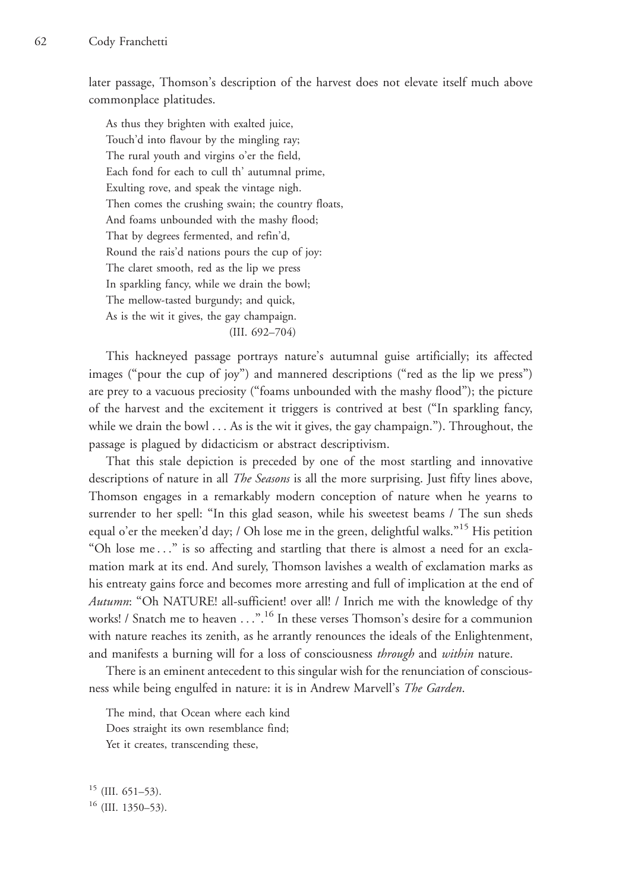later passage, Thomson's description of the harvest does not elevate itself much above commonplace platitudes.

> As thus they brighten with exalted juice,  
> Touch'd into flavour by the mingling ray;  
> The rural youth and virgins o'er the field,  
> Each fond for each to cull th' autumnal prime,  
> Exulting rove, and speak the vintage nigh.  
> Then comes the crushing swain; the country floats,  
> And foams unbounded with the mashy flood;  
> That by degrees fermented, and refin'd,  
> Round the rais'd nations pours the cup of joy:  
> The claret smooth, red as the lip we press  
> In sparkling fancy, while we drain the bowl;  
> The mellow-tasted burgundy; and quick,  
> As is the wit it gives, the gay champaign.  
> (III. 692–704)

This hackneyed passage portrays nature's autumnal guise artificially; its affected images ("pour the cup of joy") and mannered descriptions ("red as the lip we press") are prey to a vacuous preciosity ("foams unbounded with the mashy flood"); the picture of the harvest and the excitement it triggers is contrived at best ("In sparkling fancy, while we drain the bowl . . . As is the wit it gives, the gay champaign."). Throughout, the passage is plagued by didacticism or abstract descriptivism.

That this stale depiction is preceded by one of the most startling and innovative descriptions of nature in all *The Seasons* is all the more surprising. Just fifty lines above, Thomson engages in a remarkably modern conception of nature when he yearns to surrender to her spell: "In this glad season, while his sweetest beams / The sun sheds equal o'er the meeken'd day; / Oh lose me in the green, delightful walks."[15] His petition "Oh lose me . . ." is so affecting and startling that there is almost a need for an exclamation mark at its end. And surely, Thomson lavishes a wealth of exclamation marks as his entreaty gains force and becomes more arresting and full of implication at the end of *Autumn*: "Oh NATURE! all-sufficient! over all! / Inrich me with the knowledge of thy works! / Snatch me to heaven . . .".[16] In these verses Thomson's desire for a communion with nature reaches its zenith, as he arrantly renounces the ideals of the Enlightenment, and manifests a burning will for a loss of consciousness *through* and *within* nature.

There is an eminent antecedent to this singular wish for the renunciation of consciousness while being engulfed in nature: it is in Andrew Marvell's *The Garden*.

> The mind, that Ocean where each kind  
> Does straight its own resemblance find;  
> Yet it creates, transcending these,

[15] (III. 651–53).

[16] (III. 1350–53).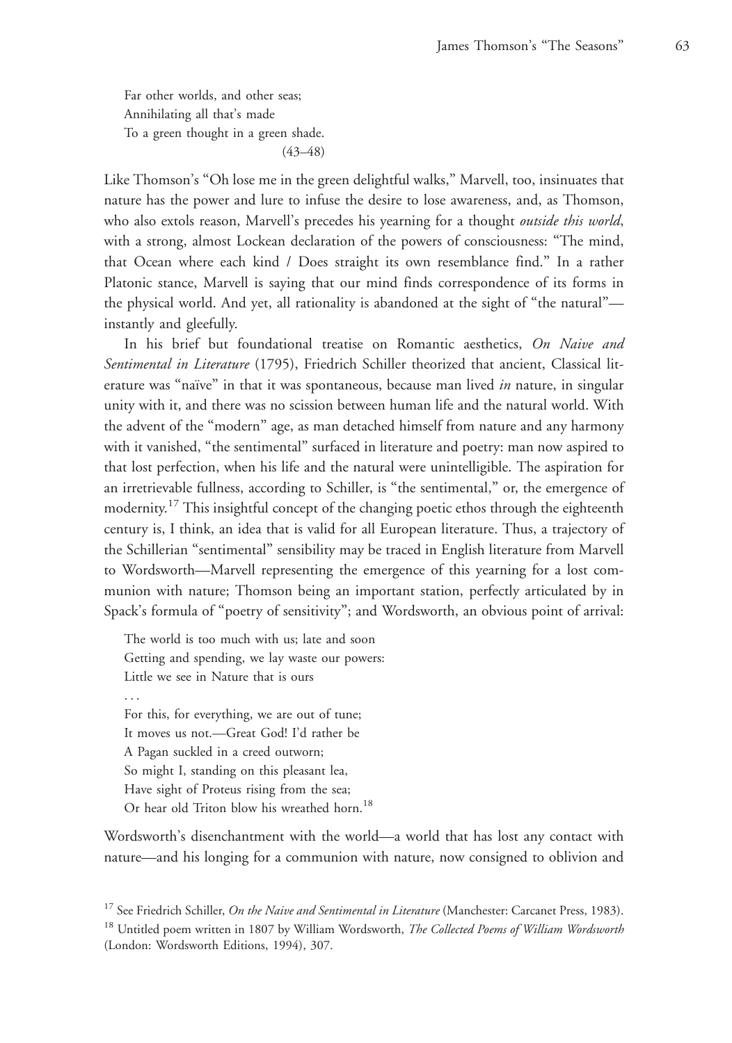Far other worlds, and other seas;  
Annihilating all that's made  
To a green thought in a green shade.  
(43–48)

Like Thomson's "Oh lose me in the green delightful walks," Marvell, too, insinuates that nature has the power and lure to infuse the desire to lose awareness, and, as Thomson, who also extols reason, Marvell's precedes his yearning for a thought *outside this world*, with a strong, almost Lockean declaration of the powers of consciousness: "The mind, that Ocean where each kind / Does straight its own resemblance find." In a rather Platonic stance, Marvell is saying that our mind finds correspondence of its forms in the physical world. And yet, all rationality is abandoned at the sight of "the natural"—instantly and gleefully.

In his brief but foundational treatise on Romantic aesthetics, *On Naive and Sentimental in Literature* (1795), Friedrich Schiller theorized that ancient, Classical literature was "naïve" in that it was spontaneous, because man lived *in* nature, in singular unity with it, and there was no scission between human life and the natural world. With the advent of the "modern" age, as man detached himself from nature and any harmony with it vanished, "the sentimental" surfaced in literature and poetry: man now aspired to that lost perfection, when his life and the natural were unintelligible. The aspiration for an irretrievable fullness, according to Schiller, is "the sentimental," or, the emergence of modernity.[17] This insightful concept of the changing poetic ethos through the eighteenth century is, I think, an idea that is valid for all European literature. Thus, a trajectory of the Schillerian "sentimental" sensibility may be traced in English literature from Marvell to Wordsworth—Marvell representing the emergence of this yearning for a lost communion with nature; Thomson being an important station, perfectly articulated by in Spack's formula of "poetry of sensitivity"; and Wordsworth, an obvious point of arrival:

The world is too much with us; late and soon  
Getting and spending, we lay waste our powers:  
Little we see in Nature that is ours  
. . .  
For this, for everything, we are out of tune;  
It moves us not.—Great God! I'd rather be  
A Pagan suckled in a creed outworn;  
So might I, standing on this pleasant lea,  
Have sight of Proteus rising from the sea;  
Or hear old Triton blow his wreathed horn.[18]

Wordsworth's disenchantment with the world—a world that has lost any contact with nature—and his longing for a communion with nature, now consigned to oblivion and

[17] See Friedrich Schiller, *On the Naive and Sentimental in Literature* (Manchester: Carcanet Press, 1983).

[18] Untitled poem written in 1807 by William Wordsworth, *The Collected Poems of William Wordsworth* (London: Wordsworth Editions, 1994), 307.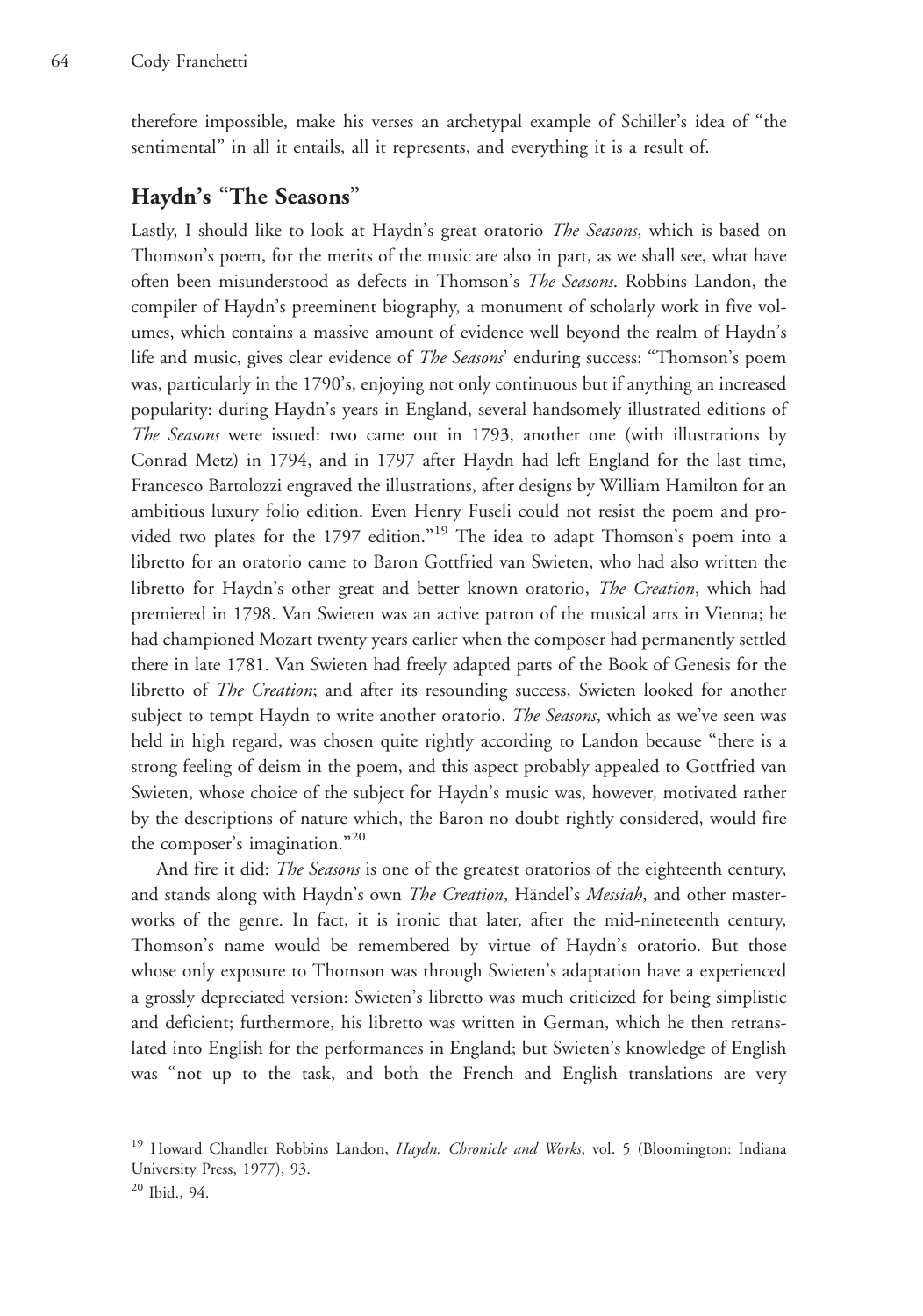therefore impossible, make his verses an archetypal example of Schiller's idea of "the sentimental" in all it entails, all it represents, and everything it is a result of.

## Haydn's "The Seasons"

Lastly, I should like to look at Haydn's great oratorio *The Seasons*, which is based on Thomson's poem, for the merits of the music are also in part, as we shall see, what have often been misunderstood as defects in Thomson's *The Seasons*. Robbins Landon, the compiler of Haydn's preeminent biography, a monument of scholarly work in five volumes, which contains a massive amount of evidence well beyond the realm of Haydn's life and music, gives clear evidence of *The Seasons*' enduring success: "Thomson's poem was, particularly in the 1790's, enjoying not only continuous but if anything an increased popularity: during Haydn's years in England, several handsomely illustrated editions of *The Seasons* were issued: two came out in 1793, another one (with illustrations by Conrad Metz) in 1794, and in 1797 after Haydn had left England for the last time, Francesco Bartolozzi engraved the illustrations, after designs by William Hamilton for an ambitious luxury folio edition. Even Henry Fuseli could not resist the poem and provided two plates for the 1797 edition."[19] The idea to adapt Thomson's poem into a libretto for an oratorio came to Baron Gottfried van Swieten, who had also written the libretto for Haydn's other great and better known oratorio, *The Creation*, which had premiered in 1798. Van Swieten was an active patron of the musical arts in Vienna; he had championed Mozart twenty years earlier when the composer had permanently settled there in late 1781. Van Swieten had freely adapted parts of the Book of Genesis for the libretto of *The Creation*; and after its resounding success, Swieten looked for another subject to tempt Haydn to write another oratorio. *The Seasons*, which as we've seen was held in high regard, was chosen quite rightly according to Landon because "there is a strong feeling of deism in the poem, and this aspect probably appealed to Gottfried van Swieten, whose choice of the subject for Haydn's music was, however, motivated rather by the descriptions of nature which, the Baron no doubt rightly considered, would fire the composer's imagination."[20]

And fire it did: *The Seasons* is one of the greatest oratorios of the eighteenth century, and stands along with Haydn's own *The Creation*, Händel's *Messiah*, and other masterworks of the genre. In fact, it is ironic that later, after the mid-nineteenth century, Thomson's name would be remembered by virtue of Haydn's oratorio. But those whose only exposure to Thomson was through Swieten's adaptation have a experienced a grossly depreciated version: Swieten's libretto was much criticized for being simplistic and deficient; furthermore, his libretto was written in German, which he then retranslated into English for the performances in England; but Swieten's knowledge of English was "not up to the task, and both the French and English translations are very

[19] Howard Chandler Robbins Landon, *Haydn: Chronicle and Works*, vol. 5 (Bloomington: Indiana University Press, 1977), 93.

[20] Ibid., 94.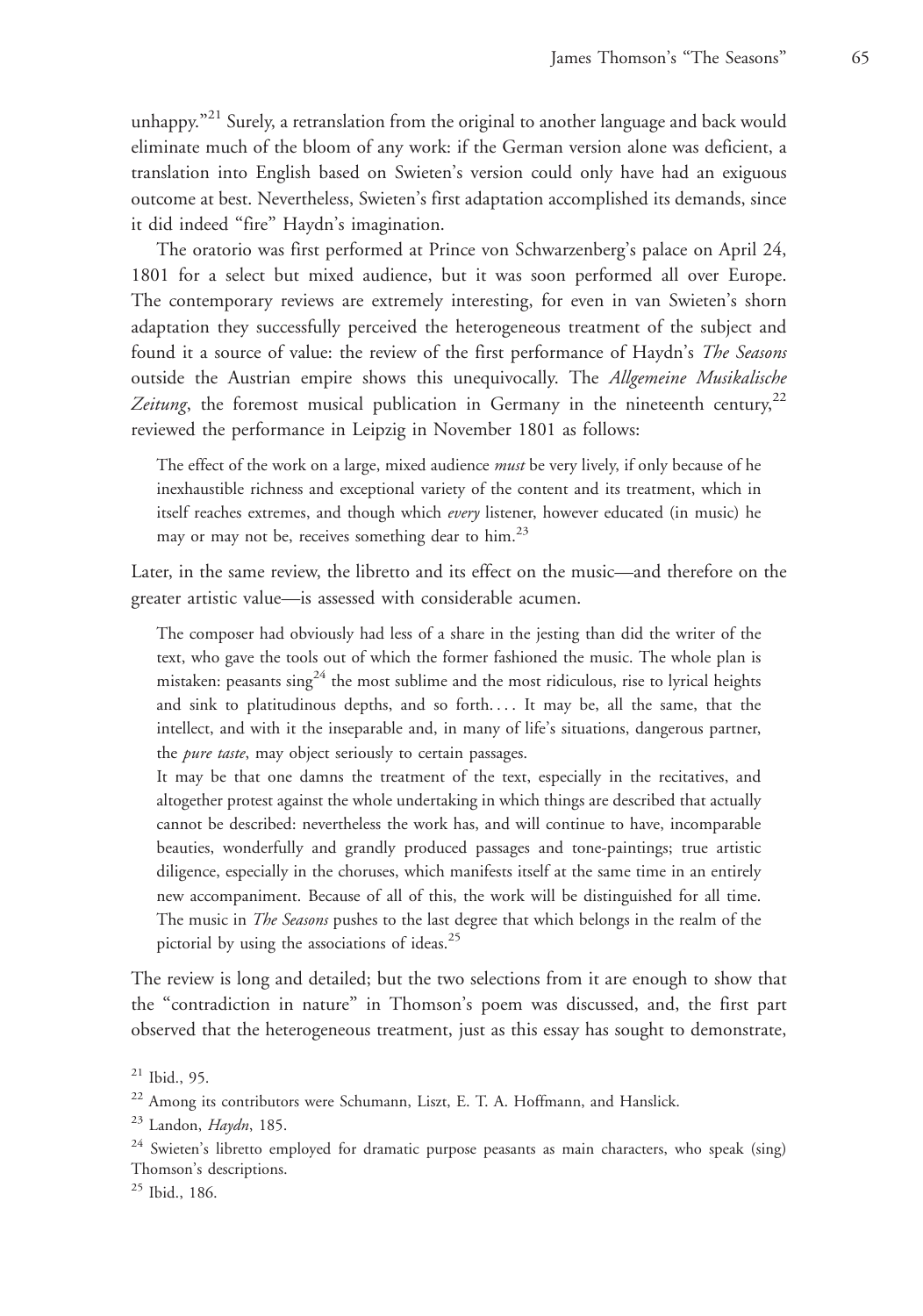unhappy."[21] Surely, a retranslation from the original to another language and back would eliminate much of the bloom of any work: if the German version alone was deficient, a translation into English based on Swieten's version could only have had an exiguous outcome at best. Nevertheless, Swieten's first adaptation accomplished its demands, since it did indeed "fire" Haydn's imagination.

The oratorio was first performed at Prince von Schwarzenberg's palace on April 24, 1801 for a select but mixed audience, but it was soon performed all over Europe. The contemporary reviews are extremely interesting, for even in van Swieten's shorn adaptation they successfully perceived the heterogeneous treatment of the subject and found it a source of value: the review of the first performance of Haydn's *The Seasons* outside the Austrian empire shows this unequivocally. The *Allgemeine Musikalische Zeitung*, the foremost musical publication in Germany in the nineteenth century,[22] reviewed the performance in Leipzig in November 1801 as follows:

> The effect of the work on a large, mixed audience *must* be very lively, if only because of he inexhaustible richness and exceptional variety of the content and its treatment, which in itself reaches extremes, and though which *every* listener, however educated (in music) he may or may not be, receives something dear to him.[23]

Later, in the same review, the libretto and its effect on the music—and therefore on the greater artistic value—is assessed with considerable acumen.

> The composer had obviously had less of a share in the jesting than did the writer of the text, who gave the tools out of which the former fashioned the music. The whole plan is mistaken: peasants sing[24] the most sublime and the most ridiculous, rise to lyrical heights and sink to platitudinous depths, and so forth.... It may be, all the same, that the intellect, and with it the inseparable and, in many of life's situations, dangerous partner, the *pure taste*, may object seriously to certain passages.
>
> It may be that one damns the treatment of the text, especially in the recitatives, and altogether protest against the whole undertaking in which things are described that actually cannot be described: nevertheless the work has, and will continue to have, incomparable beauties, wonderfully and grandly produced passages and tone-paintings; true artistic diligence, especially in the choruses, which manifests itself at the same time in an entirely new accompaniment. Because of all of this, the work will be distinguished for all time. The music in *The Seasons* pushes to the last degree that which belongs in the realm of the pictorial by using the associations of ideas.[25]

The review is long and detailed; but the two selections from it are enough to show that the "contradiction in nature" in Thomson's poem was discussed, and, the first part observed that the heterogeneous treatment, just as this essay has sought to demonstrate,

[21] Ibid., 95.

[22] Among its contributors were Schumann, Liszt, E. T. A. Hoffmann, and Hanslick.

[23] Landon, *Haydn*, 185.

[24] Swieten's libretto employed for dramatic purpose peasants as main characters, who speak (sing) Thomson's descriptions.

[25] Ibid., 186.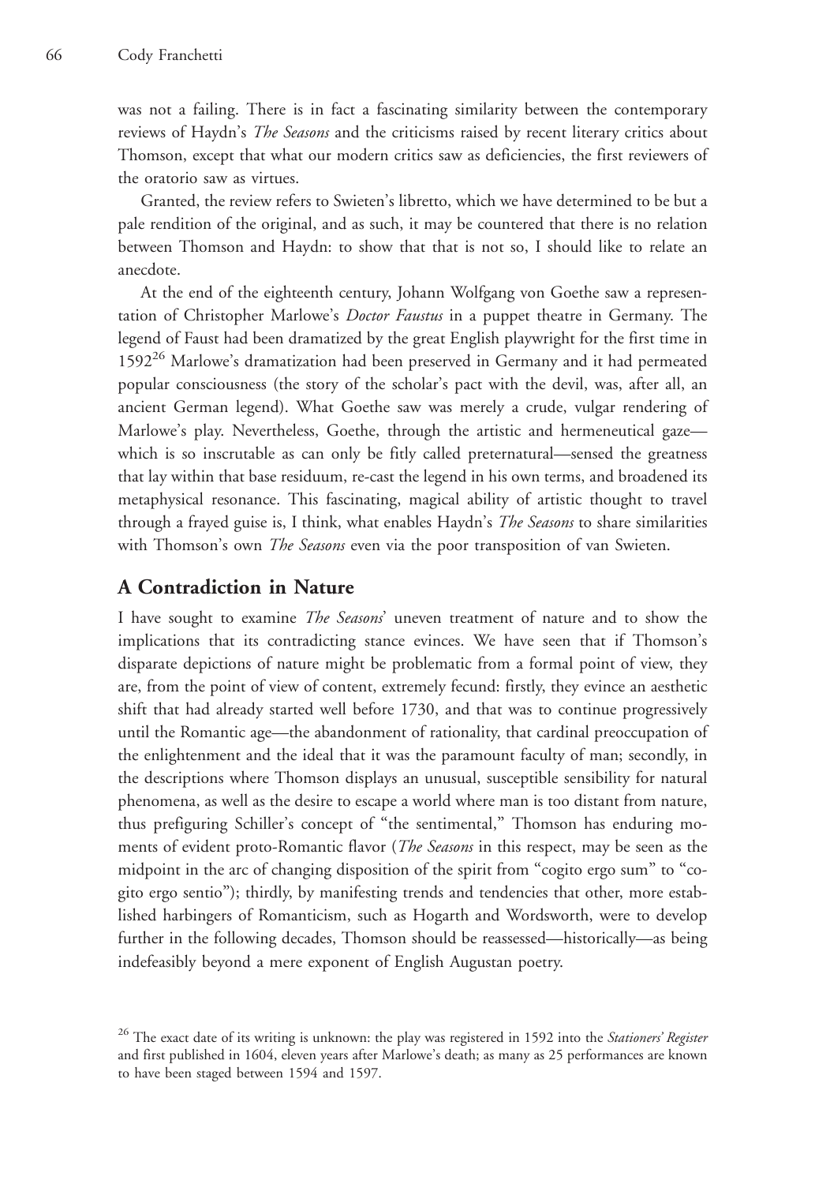was not a failing. There is in fact a fascinating similarity between the contemporary reviews of Haydn's *The Seasons* and the criticisms raised by recent literary critics about Thomson, except that what our modern critics saw as deficiencies, the first reviewers of the oratorio saw as virtues.

Granted, the review refers to Swieten's libretto, which we have determined to be but a pale rendition of the original, and as such, it may be countered that there is no relation between Thomson and Haydn: to show that that is not so, I should like to relate an anecdote.

At the end of the eighteenth century, Johann Wolfgang von Goethe saw a representation of Christopher Marlowe's *Doctor Faustus* in a puppet theatre in Germany. The legend of Faust had been dramatized by the great English playwright for the first time in 1592[26] Marlowe's dramatization had been preserved in Germany and it had permeated popular consciousness (the story of the scholar's pact with the devil, was, after all, an ancient German legend). What Goethe saw was merely a crude, vulgar rendering of Marlowe's play. Nevertheless, Goethe, through the artistic and hermeneutical gaze—which is so inscrutable as can only be fitly called preternatural—sensed the greatness that lay within that base residuum, re-cast the legend in his own terms, and broadened its metaphysical resonance. This fascinating, magical ability of artistic thought to travel through a frayed guise is, I think, what enables Haydn's *The Seasons* to share similarities with Thomson's own *The Seasons* even via the poor transposition of van Swieten.

## A Contradiction in Nature

I have sought to examine *The Seasons*' uneven treatment of nature and to show the implications that its contradicting stance evinces. We have seen that if Thomson's disparate depictions of nature might be problematic from a formal point of view, they are, from the point of view of content, extremely fecund: firstly, they evince an aesthetic shift that had already started well before 1730, and that was to continue progressively until the Romantic age—the abandonment of rationality, that cardinal preoccupation of the enlightenment and the ideal that it was the paramount faculty of man; secondly, in the descriptions where Thomson displays an unusual, susceptible sensibility for natural phenomena, as well as the desire to escape a world where man is too distant from nature, thus prefiguring Schiller's concept of "the sentimental," Thomson has enduring moments of evident proto-Romantic flavor (*The Seasons* in this respect, may be seen as the midpoint in the arc of changing disposition of the spirit from "cogito ergo sum" to "cogito ergo sentio"); thirdly, by manifesting trends and tendencies that other, more established harbingers of Romanticism, such as Hogarth and Wordsworth, were to develop further in the following decades, Thomson should be reassessed—historically—as being indefeasibly beyond a mere exponent of English Augustan poetry.

[26] The exact date of its writing is unknown: the play was registered in 1592 into the *Stationers' Register* and first published in 1604, eleven years after Marlowe's death; as many as 25 performances are known to have been staged between 1594 and 1597.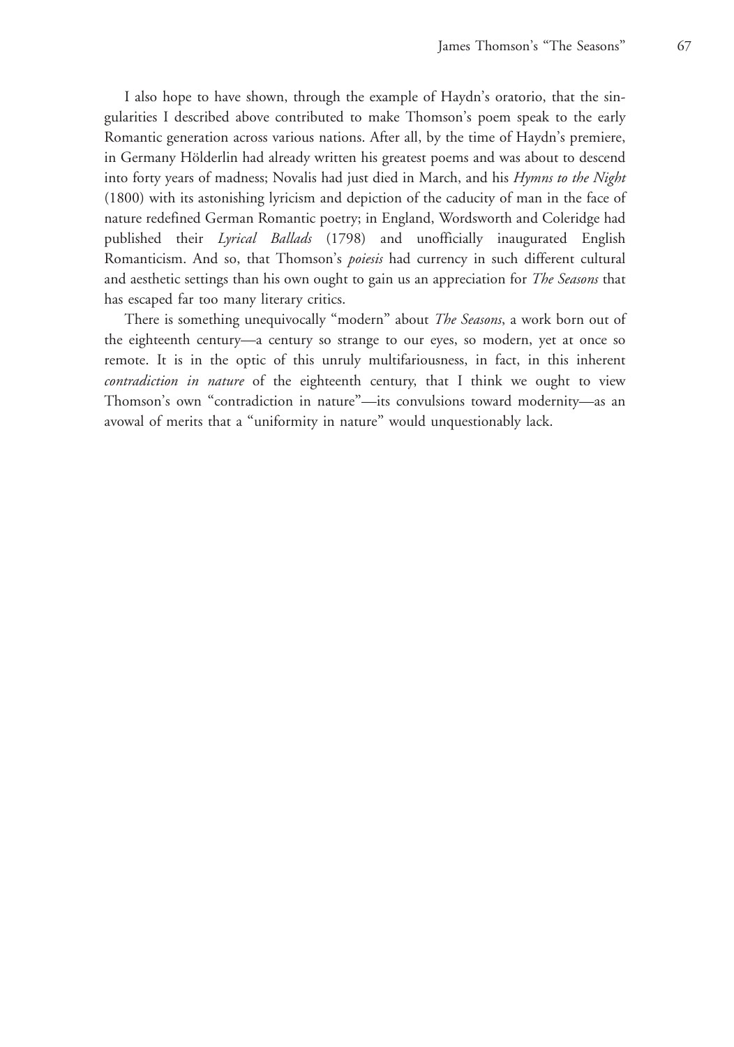I also hope to have shown, through the example of Haydn's oratorio, that the singularities I described above contributed to make Thomson's poem speak to the early Romantic generation across various nations. After all, by the time of Haydn's premiere, in Germany Hölderlin had already written his greatest poems and was about to descend into forty years of madness; Novalis had just died in March, and his *Hymns to the Night* (1800) with its astonishing lyricism and depiction of the caducity of man in the face of nature redefined German Romantic poetry; in England, Wordsworth and Coleridge had published their *Lyrical Ballads* (1798) and unofficially inaugurated English Romanticism. And so, that Thomson's *poiesis* had currency in such different cultural and aesthetic settings than his own ought to gain us an appreciation for *The Seasons* that has escaped far too many literary critics.

There is something unequivocally "modern" about *The Seasons*, a work born out of the eighteenth century—a century so strange to our eyes, so modern, yet at once so remote. It is in the optic of this unruly multifariousness, in fact, in this inherent *contradiction in nature* of the eighteenth century, that I think we ought to view Thomson's own "contradiction in nature"—its convulsions toward modernity—as an avowal of merits that a "uniformity in nature" would unquestionably lack.